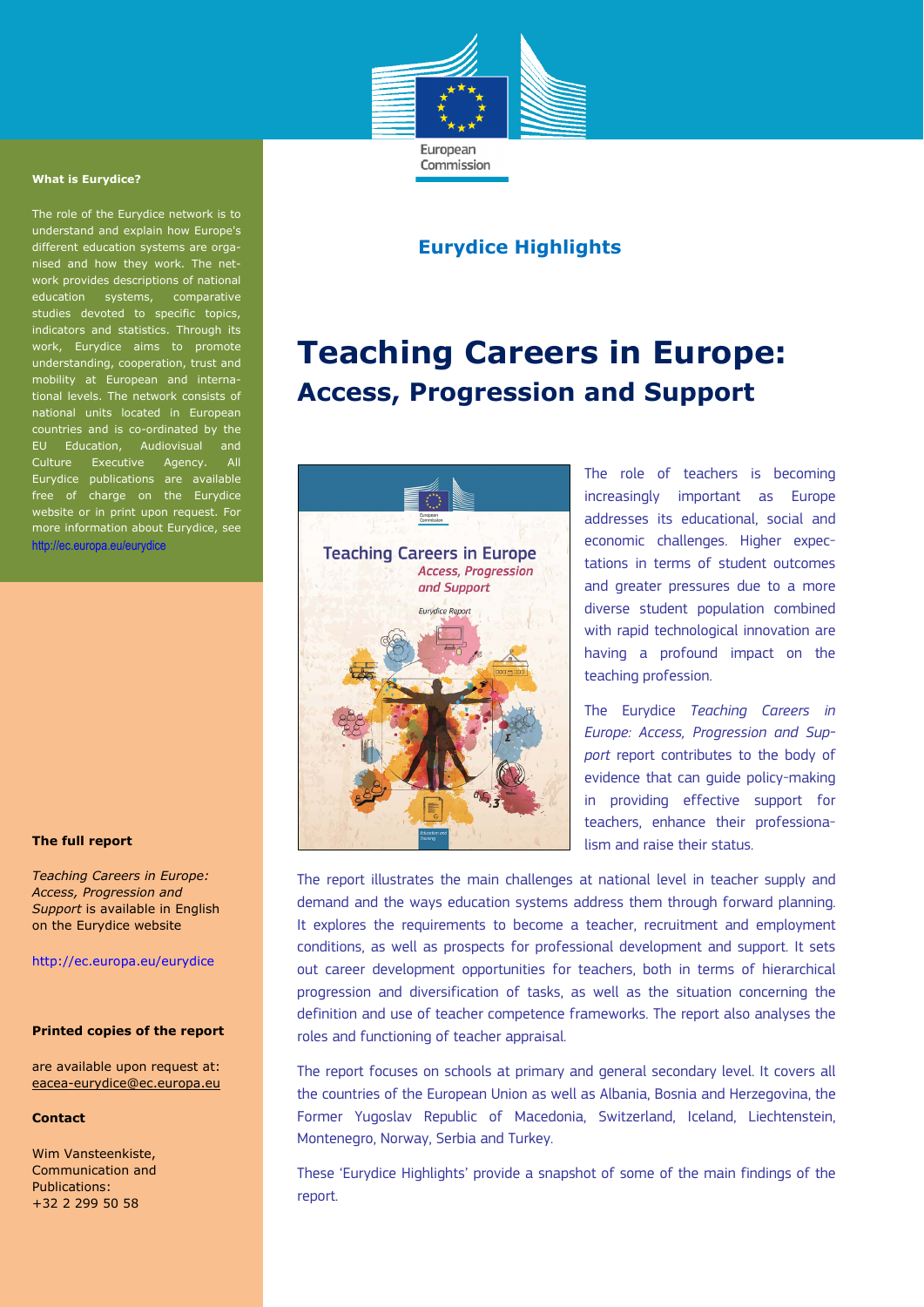European Commission

## Eurydice Highlights

# Teaching Careers in Europe:

## Access, Progression and Support

The role of teachers is becoming increasingly important as Europe addresses its educational, social and economic challenges. Higher expectations in terms of student outcomes and greater pressures due to a more diverse student population combined with rapid technological innovation are having a profound impact on the teaching profession.

The Eurydice *Teaching Careers in Europe: Access, Progression and Support* report contributes to the body of evidence that can guide policy-making in providing effective support for teachers, enhance their professionalism and raise their status.

The report illustrates the main challenges at national level in teacher supply and demand and the ways education systems address them through forward planning. It explores the requirements to become a teacher, recruitment and employment conditions, as well as prospects for professional development and support. It sets out career development opportunities for teachers, both in terms of hierarchical progression and diversification of tasks, as well as the situation concerning the definition and use of teacher competence frameworks. The report also analyses the roles and functioning of teacher appraisal.

The report focuses on schools at primary and general secondary level. It covers all the countries of the European Union as well as Albania, Bosnia and Herzegovina, the Former Yugoslav Republic of Macedonia, Switzerland, Iceland, Liechtenstein, Montenegro, Norway, Serbia and Turkey.

These 'Eurydice Highlights' provide a snapshot of some of the main findings of the report.

**What is Eurydice?**

The role of the Eurydice network is to understand and explain how Europe's different education systems are organised and how they work. The network provides descriptions of national education systems, comparative studies devoted to specific topics, indicators and statistics. Through its work, Eurydice aims to promote understanding, cooperation, trust and mobility at European and international levels. The network consists of national units located in European countries and is co-ordinated by the EU Education, Audiovisual and Culture Executive Agency. All Eurydice publications are available free of charge on the Eurydice website or in print upon request. For more information about Eurydice, see http://ec.europa.eu/eurydice

**The full report**

*Teaching Careers in Europe: Access, Progression and Support* is available in English on the Eurydice website

http://ec.europa.eu/eurydice

**Printed copies of the report**

are available upon request at: eacea-eurydice@ec.europa.eu

**Contact**

Wim Vansteenkiste,
Communication and Publications:
+32 2 299 50 58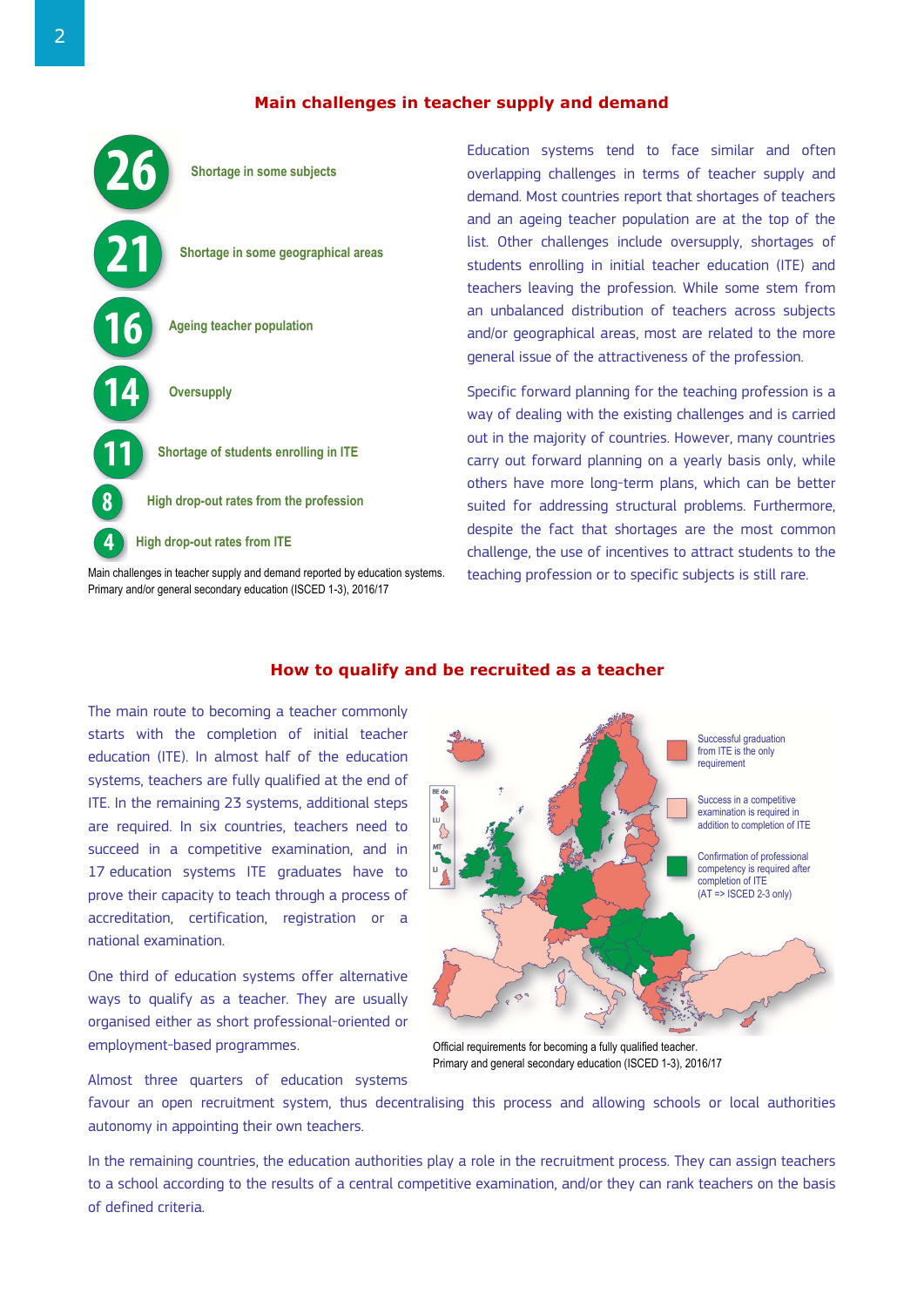## Main challenges in teacher supply and demand

- **26** Shortage in some subjects
- **21** Shortage in some geographical areas
- **16** Ageing teacher population
- **14** Oversupply
- **11** Shortage of students enrolling in ITE
- **8** High drop-out rates from the profession
- **4** High drop-out rates from ITE

Main challenges in teacher supply and demand reported by education systems. Primary and/or general secondary education (ISCED 1-3), 2016/17

Education systems tend to face similar and often overlapping challenges in terms of teacher supply and demand. Most countries report that shortages of teachers and an ageing teacher population are at the top of the list. Other challenges include oversupply, shortages of students enrolling in initial teacher education (ITE) and teachers leaving the profession. While some stem from an unbalanced distribution of teachers across subjects and/or geographical areas, most are related to the more general issue of the attractiveness of the profession.

Specific forward planning for the teaching profession is a way of dealing with the existing challenges and is carried out in the majority of countries. However, many countries carry out forward planning on a yearly basis only, while others have more long-term plans, which can be better suited for addressing structural problems. Furthermore, despite the fact that shortages are the most common challenge, the use of incentives to attract students to the teaching profession or to specific subjects is still rare.

## How to qualify and be recruited as a teacher

The main route to becoming a teacher commonly starts with the completion of initial teacher education (ITE). In almost half of the education systems, teachers are fully qualified at the end of ITE. In the remaining 23 systems, additional steps are required. In six countries, teachers need to succeed in a competitive examination, and in 17 education systems ITE graduates have to prove their capacity to teach through a process of accreditation, certification, registration or a national examination.

One third of education systems offer alternative ways to qualify as a teacher. They are usually organised either as short professional-oriented or employment-based programmes.

- Successful graduation from ITE is the only requirement
- Success in a competitive examination is required in addition to completion of ITE
- Confirmation of professional competency is required after completion of ITE (AT => ISCED 2-3 only)

Official requirements for becoming a fully qualified teacher. Primary and general secondary education (ISCED 1-3), 2016/17

Almost three quarters of education systems favour an open recruitment system, thus decentralising this process and allowing schools or local authorities autonomy in appointing their own teachers.

In the remaining countries, the education authorities play a role in the recruitment process. They can assign teachers to a school according to the results of a central competitive examination, and/or they can rank teachers on the basis of defined criteria.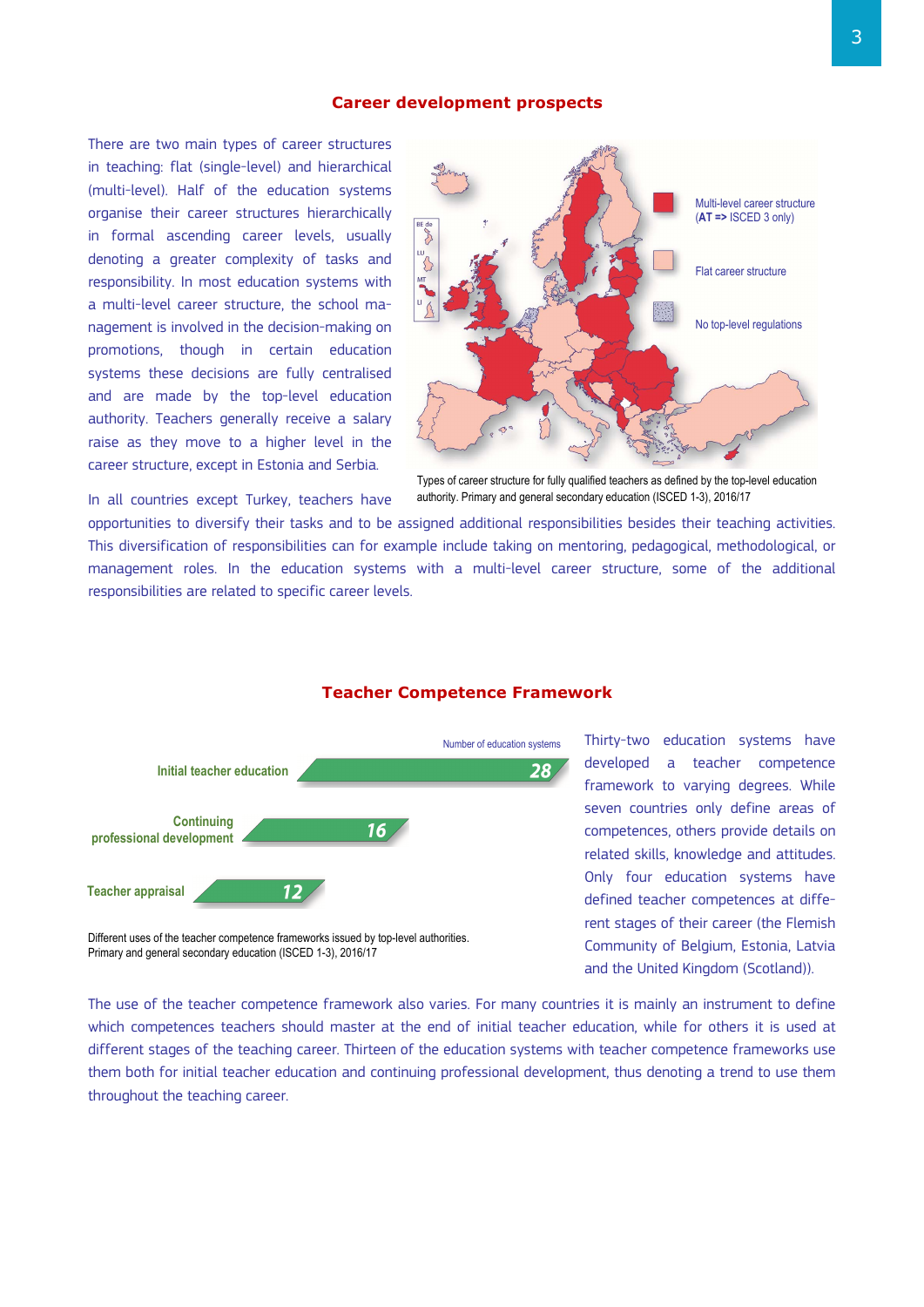## Career development prospects

There are two main types of career structures in teaching: flat (single-level) and hierarchical (multi-level). Half of the education systems organise their career structures hierarchically in formal ascending career levels, usually denoting a greater complexity of tasks and responsibility. In most education systems with a multi-level career structure, the school management is involved in the decision-making on promotions, though in certain education systems these decisions are fully centralised and are made by the top-level education authority. Teachers generally receive a salary raise as they move to a higher level in the career structure, except in Estonia and Serbia.

Multi-level career structure (**AT =>** ISCED 3 only)

Flat career structure

No top-level regulations

Types of career structure for fully qualified teachers as defined by the top-level education authority. Primary and general secondary education (ISCED 1-3), 2016/17

In all countries except Turkey, teachers have opportunities to diversify their tasks and to be assigned additional responsibilities besides their teaching activities. This diversification of responsibilities can for example include taking on mentoring, pedagogical, methodological, or management roles. In the education systems with a multi-level career structure, some of the additional responsibilities are related to specific career levels.

## Teacher Competence Framework

| | Number of education systems |
|---|---|
| Initial teacher education | 28 |
| Continuing professional development | 16 |
| Teacher appraisal | 12 |

Different uses of the teacher competence frameworks issued by top-level authorities. Primary and general secondary education (ISCED 1-3), 2016/17

Thirty-two education systems have developed a teacher competence framework to varying degrees. While seven countries only define areas of competences, others provide details on related skills, knowledge and attitudes. Only four education systems have defined teacher competences at different stages of their career (the Flemish Community of Belgium, Estonia, Latvia and the United Kingdom (Scotland)).

The use of the teacher competence framework also varies. For many countries it is mainly an instrument to define which competences teachers should master at the end of initial teacher education, while for others it is used at different stages of the teaching career. Thirteen of the education systems with teacher competence frameworks use them both for initial teacher education and continuing professional development, thus denoting a trend to use them throughout the teaching career.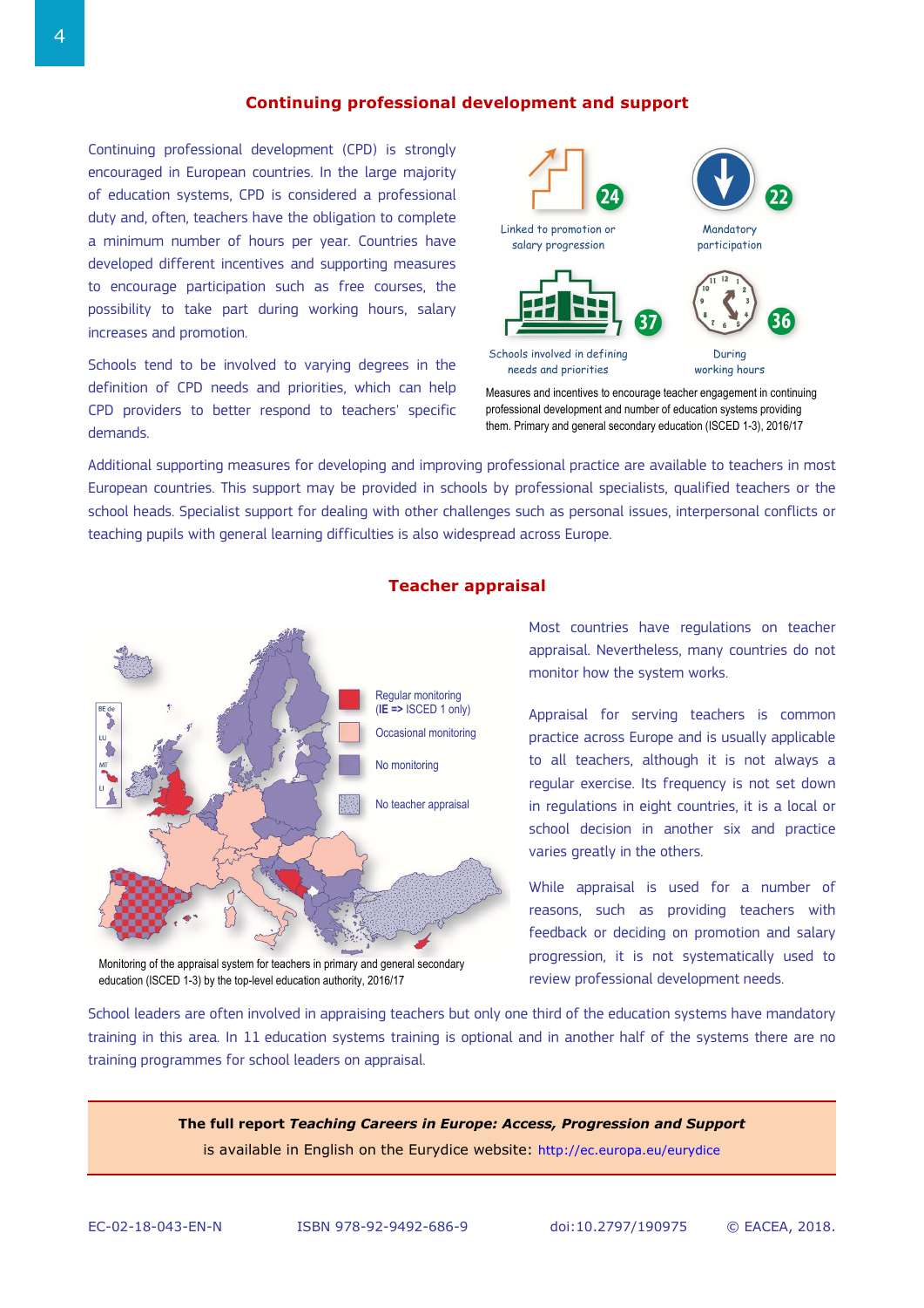## Continuing professional development and support

Continuing professional development (CPD) is strongly encouraged in European countries. In the large majority of education systems, CPD is considered a professional duty and, often, teachers have the obligation to complete a minimum number of hours per year. Countries have developed different incentives and supporting measures to encourage participation such as free courses, the possibility to take part during working hours, salary increases and promotion.

Schools tend to be involved to varying degrees in the definition of CPD needs and priorities, which can help CPD providers to better respond to teachers' specific demands.

24
Linked to promotion or salary progression

22
Mandatory participation

37
Schools involved in defining needs and priorities

36
During working hours

Measures and incentives to encourage teacher engagement in continuing professional development and number of education systems providing them. Primary and general secondary education (ISCED 1-3), 2016/17

Additional supporting measures for developing and improving professional practice are available to teachers in most European countries. This support may be provided in schools by professional specialists, qualified teachers or the school heads. Specialist support for dealing with other challenges such as personal issues, interpersonal conflicts or teaching pupils with general learning difficulties is also widespread across Europe.

## Teacher appraisal

BE de
LU
MT
LI

Regular monitoring (IE => ISCED 1 only)
Occasional monitoring
No monitoring
No teacher appraisal

Monitoring of the appraisal system for teachers in primary and general secondary education (ISCED 1-3) by the top-level education authority, 2016/17

Most countries have regulations on teacher appraisal. Nevertheless, many countries do not monitor how the system works.

Appraisal for serving teachers is common practice across Europe and is usually applicable to all teachers, although it is not always a regular exercise. Its frequency is not set down in regulations in eight countries, it is a local or school decision in another six and practice varies greatly in the others.

While appraisal is used for a number of reasons, such as providing teachers with feedback or deciding on promotion and salary progression, it is not systematically used to review professional development needs.

School leaders are often involved in appraising teachers but only one third of the education systems have mandatory training in this area. In 11 education systems training is optional and in another half of the systems there are no training programmes for school leaders on appraisal.

**The full report *Teaching Careers in Europe: Access, Progression and Support***
is available in English on the Eurydice website: http://ec.europa.eu/eurydice

EC-02-18-043-EN-N ISBN 978-92-9492-686-9 doi:10.2797/190975 © EACEA, 2018.